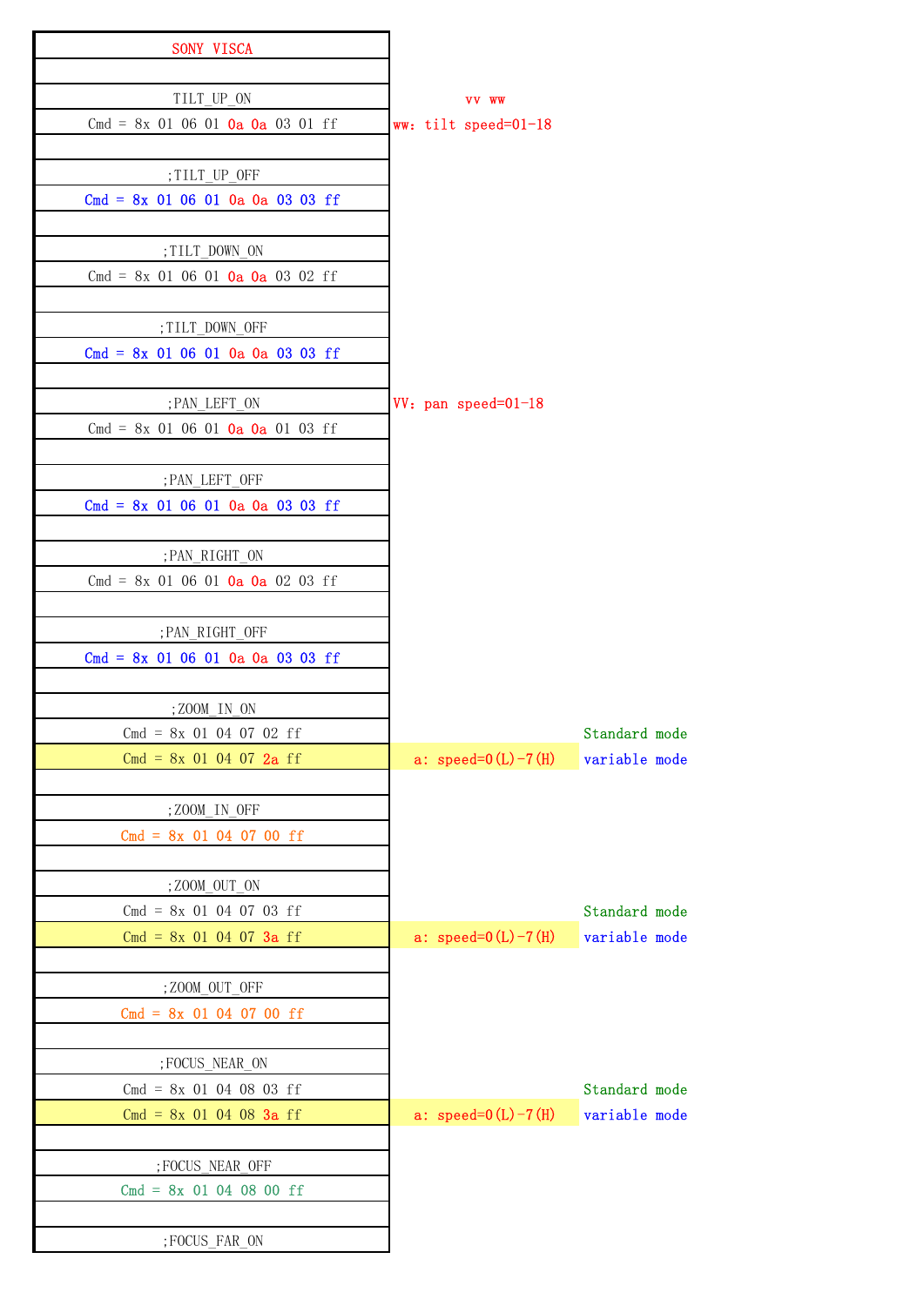| SONY VISCA | | |
|---|---|---|
| | | |
| TILT_UP_ON | vv ww | |
| Cmd = 8x 01 06 01 0a 0a 03 01 ff | ww: tilt speed=01-18 | |
| | | |
| ;TILT_UP_OFF | | |
| Cmd = 8x 01 06 01 0a 0a 03 03 ff | | |
| | | |
| ;TILT_DOWN_ON | | |
| Cmd = 8x 01 06 01 0a 0a 03 02 ff | | |
| | | |
| ;TILT_DOWN_OFF | | |
| Cmd = 8x 01 06 01 0a 0a 03 03 ff | | |
| | | |
| ;PAN_LEFT_ON | VV: pan speed=01-18 | |
| Cmd = 8x 01 06 01 0a 0a 01 03 ff | | |
| | | |
| ;PAN_LEFT_OFF | | |
| Cmd = 8x 01 06 01 0a 0a 03 03 ff | | |
| | | |
| ;PAN_RIGHT_ON | | |
| Cmd = 8x 01 06 01 0a 0a 02 03 ff | | |
| | | |
| ;PAN_RIGHT_OFF | | |
| Cmd = 8x 01 06 01 0a 0a 03 03 ff | | |
| | | |
| ;ZOOM_IN_ON | | |
| Cmd = 8x 01 04 07 02 ff | | Standard mode |
| Cmd = 8x 01 04 07 2a ff | a: speed=0(L)-7(H) | variable mode |
| | | |
| ;ZOOM_IN_OFF | | |
| Cmd = 8x 01 04 07 00 ff | | |
| | | |
| ;ZOOM_OUT_ON | | |
| Cmd = 8x 01 04 07 03 ff | | Standard mode |
| Cmd = 8x 01 04 07 3a ff | a: speed=0(L)-7(H) | variable mode |
| | | |
| ;ZOOM_OUT_OFF | | |
| Cmd = 8x 01 04 07 00 ff | | |
| | | |
| ;FOCUS_NEAR_ON | | |
| Cmd = 8x 01 04 08 03 ff | | Standard mode |
| Cmd = 8x 01 04 08 3a ff | a: speed=0(L)-7(H) | variable mode |
| | | |
| ;FOCUS_NEAR_OFF | | |
| Cmd = 8x 01 04 08 00 ff | | |
| | | |
| ;FOCUS_FAR_ON | | |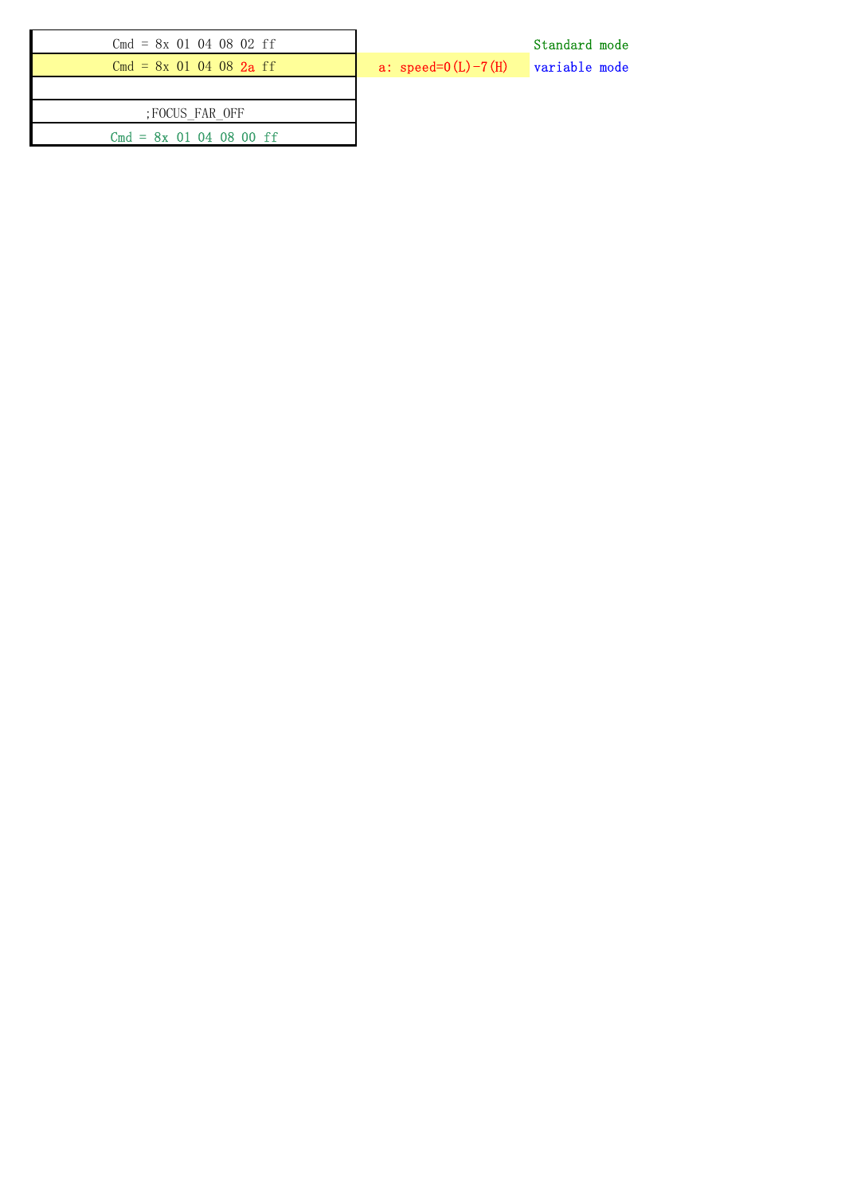| | | |
|---|---|---|
| Cmd = 8x 01 04 08 02 ff | | Standard mode |
| Cmd = 8x 01 04 08 2a ff | a: speed=0(L)-7(H) | variable mode |
| | | |
| ;FOCUS_FAR_OFF | | |
| Cmd = 8x 01 04 08 00 ff | | |